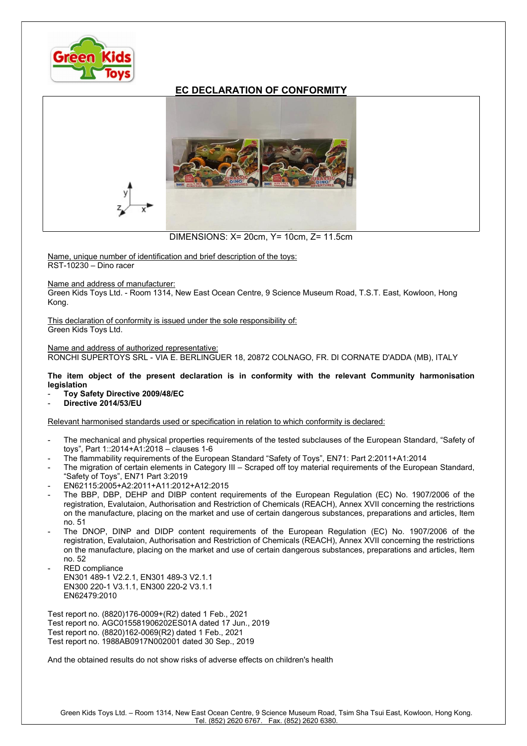# EC DECLARATION OF CONFORMITY

DIMENSIONS: X= 20cm, Y= 10cm, Z= 11.5cm

Name, unique number of identification and brief description of the toys:
RST-10230 – Dino racer

Name and address of manufacturer:
Green Kids Toys Ltd. - Room 1314, New East Ocean Centre, 9 Science Museum Road, T.S.T. East, Kowloon, Hong Kong.

This declaration of conformity is issued under the sole responsibility of:
Green Kids Toys Ltd.

Name and address of authorized representative:
RONCHI SUPERTOYS SRL - VIA E. BERLINGUER 18, 20872 COLNAGO, FR. DI CORNATE D'ADDA (MB), ITALY

**The item object of the present declaration is in conformity with the relevant Community harmonisation legislation**

- **Toy Safety Directive 2009/48/EC**
- **Directive 2014/53/EU**

Relevant harmonised standards used or specification in relation to which conformity is declared:

- The mechanical and physical properties requirements of the tested subclauses of the European Standard, "Safety of toys", Part 1::2014+A1:2018 – clauses 1-6
- The flammability requirements of the European Standard "Safety of Toys", EN71: Part 2:2011+A1:2014
- The migration of certain elements in Category III – Scraped off toy material requirements of the European Standard, "Safety of Toys", EN71 Part 3:2019
- EN62115:2005+A2:2011+A11:2012+A12:2015
- The BBP, DBP, DEHP and DIBP content requirements of the European Regulation (EC) No. 1907/2006 of the registration, Evalutaion, Authorisation and Restriction of Chemicals (REACH), Annex XVII concerning the restrictions on the manufacture, placing on the market and use of certain dangerous substances, preparations and articles, Item no. 51
- The DNOP, DINP and DIDP content requirements of the European Regulation (EC) No. 1907/2006 of the registration, Evalutaion, Authorisation and Restriction of Chemicals (REACH), Annex XVII concerning the restrictions on the manufacture, placing on the market and use of certain dangerous substances, preparations and articles, Item no. 52
- RED compliance
  EN301 489-1 V2.2.1, EN301 489-3 V2.1.1
  EN300 220-1 V3.1.1, EN300 220-2 V3.1.1
  EN62479:2010

Test report no. (8820)176-0009+(R2) dated 1 Feb., 2021
Test report no. AGC015581906202ES01A dated 17 Jun., 2019
Test report no. (8820)162-0069(R2) dated 1 Feb., 2021
Test report no. 1988AB0917N002001 dated 30 Sep., 2019

And the obtained results do not show risks of adverse effects on children's health

Green Kids Toys Ltd. – Room 1314, New East Ocean Centre, 9 Science Museum Road, Tsim Sha Tsui East, Kowloon, Hong Kong.
Tel. (852) 2620 6767. Fax. (852) 2620 6380.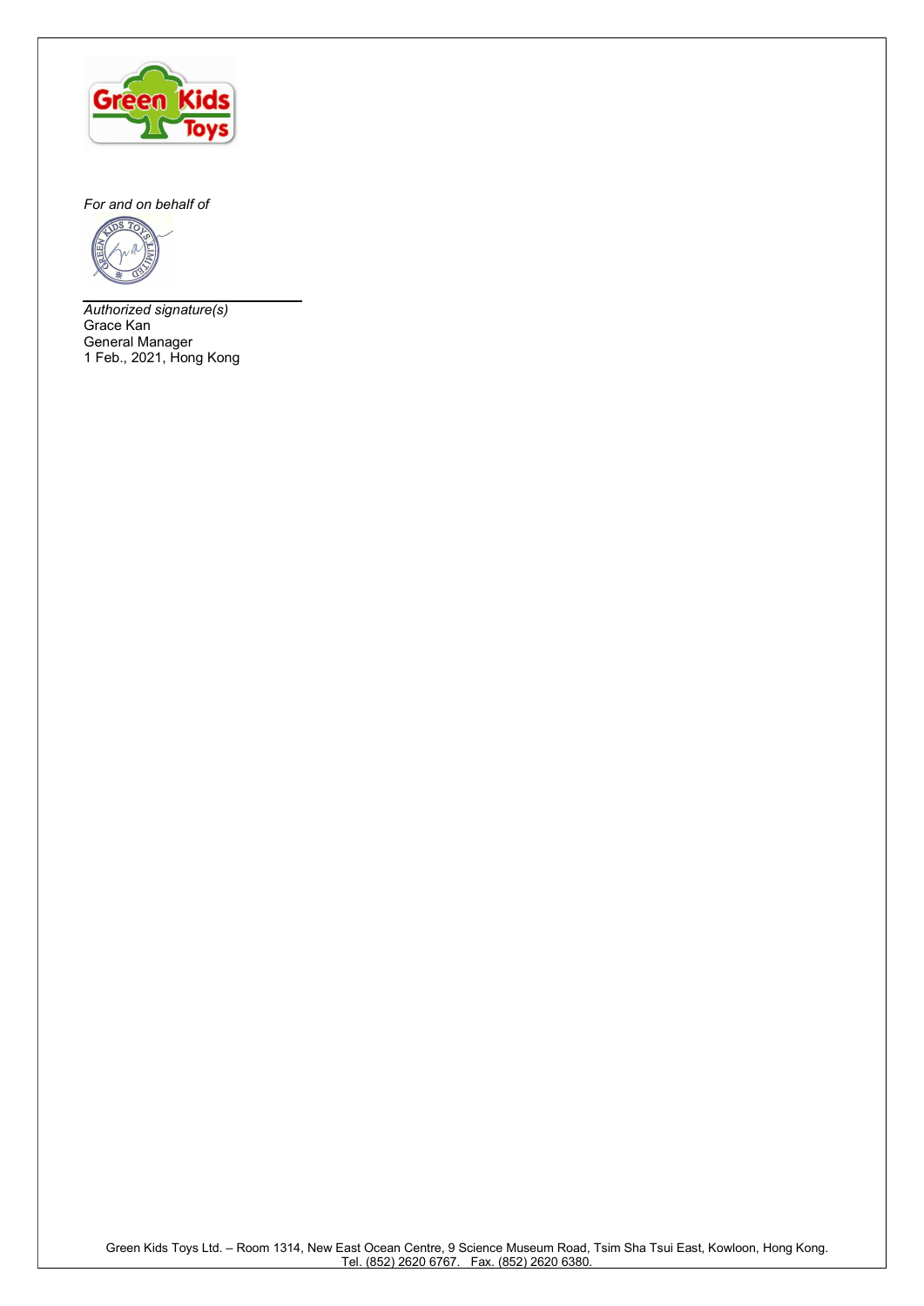*For and on behalf of*

*Authorized signature(s)*
Grace Kan
General Manager
1 Feb., 2021, Hong Kong

Green Kids Toys Ltd. – Room 1314, New East Ocean Centre, 9 Science Museum Road, Tsim Sha Tsui East, Kowloon, Hong Kong.
Tel. (852) 2620 6767. Fax. (852) 2620 6380.